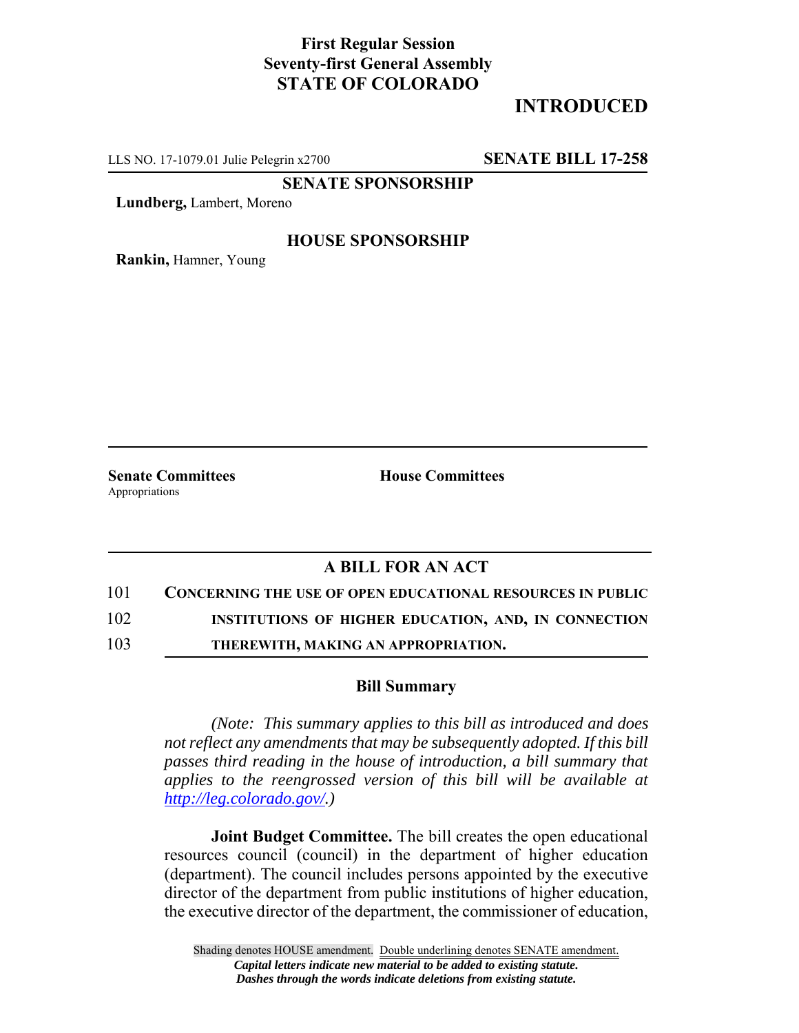**First Regular Session**
**Seventy-first General Assembly**
**STATE OF COLORADO**

**INTRODUCED**

LLS NO. 17-1079.01 Julie Pelegrin x2700 **SENATE BILL 17-258**

**SENATE SPONSORSHIP**

**Lundberg,** Lambert, Moreno

**HOUSE SPONSORSHIP**

**Rankin,** Hamner, Young

**Senate Committees**
Appropriations

**House Committees**

## A BILL FOR AN ACT

101 **CONCERNING THE USE OF OPEN EDUCATIONAL RESOURCES IN PUBLIC**
102 **INSTITUTIONS OF HIGHER EDUCATION, AND, IN CONNECTION**
103 **THEREWITH, MAKING AN APPROPRIATION.**

### Bill Summary

*(Note: This summary applies to this bill as introduced and does not reflect any amendments that may be subsequently adopted. If this bill passes third reading in the house of introduction, a bill summary that applies to the reengrossed version of this bill will be available at http://leg.colorado.gov/.)*

**Joint Budget Committee.** The bill creates the open educational resources council (council) in the department of higher education (department). The council includes persons appointed by the executive director of the department from public institutions of higher education, the executive director of the department, the commissioner of education,

Shading denotes HOUSE amendment. Double underlining denotes SENATE amendment.
*Capital letters indicate new material to be added to existing statute.*
*Dashes through the words indicate deletions from existing statute.*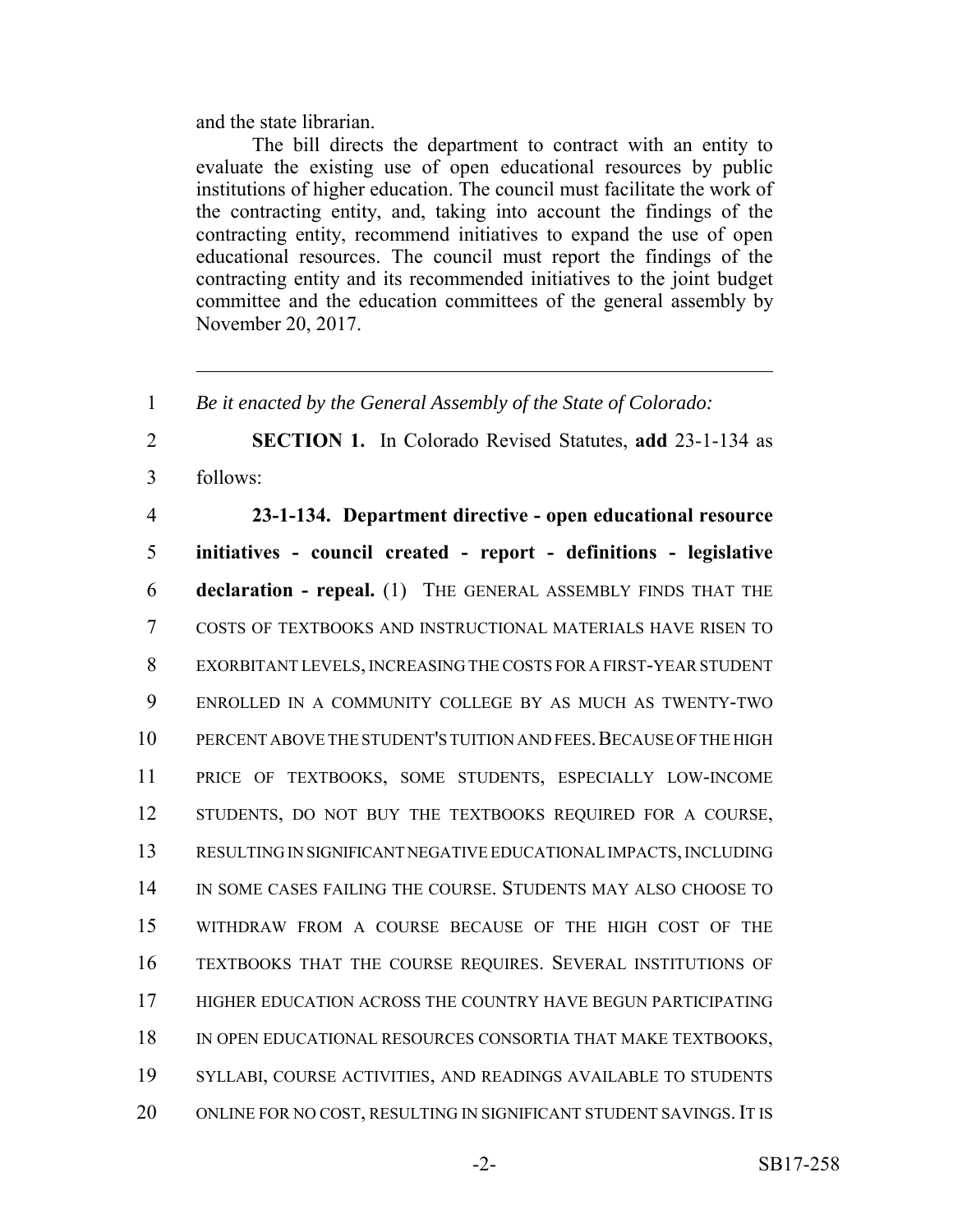and the state librarian.

The bill directs the department to contract with an entity to evaluate the existing use of open educational resources by public institutions of higher education. The council must facilitate the work of the contracting entity, and, taking into account the findings of the contracting entity, recommend initiatives to expand the use of open educational resources. The council must report the findings of the contracting entity and its recommended initiatives to the joint budget committee and the education committees of the general assembly by November 20, 2017.

---

1 *Be it enacted by the General Assembly of the State of Colorado:*

2 **SECTION 1.** In Colorado Revised Statutes, **add** 23-1-134 as
3 follows:

4 **23-1-134. Department directive - open educational resource**
5 **initiatives - council created - report - definitions - legislative**
6 **declaration - repeal.** (1) THE GENERAL ASSEMBLY FINDS THAT THE
7 COSTS OF TEXTBOOKS AND INSTRUCTIONAL MATERIALS HAVE RISEN TO
8 EXORBITANT LEVELS, INCREASING THE COSTS FOR A FIRST-YEAR STUDENT
9 ENROLLED IN A COMMUNITY COLLEGE BY AS MUCH AS TWENTY-TWO
10 PERCENT ABOVE THE STUDENT'S TUITION AND FEES. BECAUSE OF THE HIGH
11 PRICE OF TEXTBOOKS, SOME STUDENTS, ESPECIALLY LOW-INCOME
12 STUDENTS, DO NOT BUY THE TEXTBOOKS REQUIRED FOR A COURSE,
13 RESULTING IN SIGNIFICANT NEGATIVE EDUCATIONAL IMPACTS, INCLUDING
14 IN SOME CASES FAILING THE COURSE. STUDENTS MAY ALSO CHOOSE TO
15 WITHDRAW FROM A COURSE BECAUSE OF THE HIGH COST OF THE
16 TEXTBOOKS THAT THE COURSE REQUIRES. SEVERAL INSTITUTIONS OF
17 HIGHER EDUCATION ACROSS THE COUNTRY HAVE BEGUN PARTICIPATING
18 IN OPEN EDUCATIONAL RESOURCES CONSORTIA THAT MAKE TEXTBOOKS,
19 SYLLABI, COURSE ACTIVITIES, AND READINGS AVAILABLE TO STUDENTS
20 ONLINE FOR NO COST, RESULTING IN SIGNIFICANT STUDENT SAVINGS. IT IS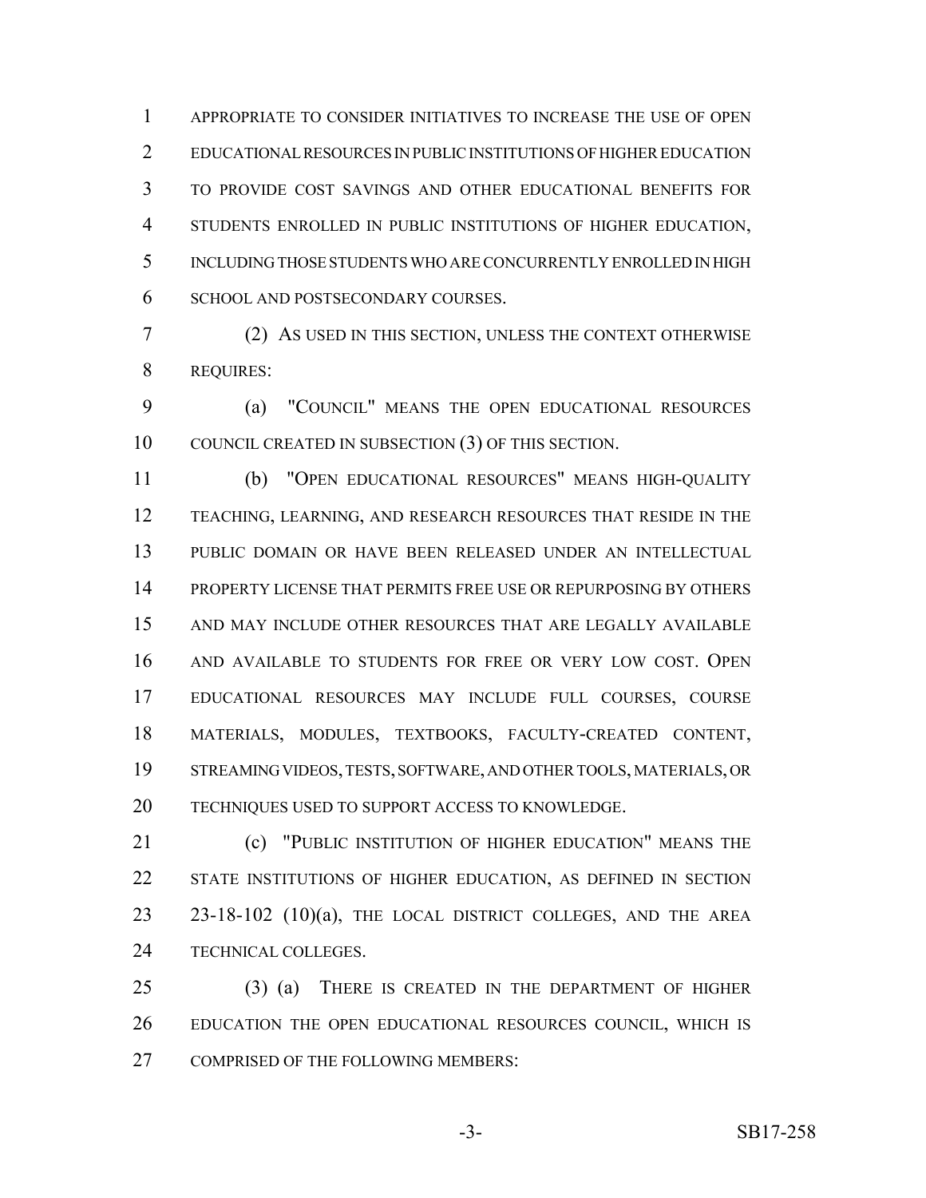APPROPRIATE TO CONSIDER INITIATIVES TO INCREASE THE USE OF OPEN EDUCATIONAL RESOURCES IN PUBLIC INSTITUTIONS OF HIGHER EDUCATION TO PROVIDE COST SAVINGS AND OTHER EDUCATIONAL BENEFITS FOR STUDENTS ENROLLED IN PUBLIC INSTITUTIONS OF HIGHER EDUCATION, INCLUDING THOSE STUDENTS WHO ARE CONCURRENTLY ENROLLED IN HIGH SCHOOL AND POSTSECONDARY COURSES.

(2) AS USED IN THIS SECTION, UNLESS THE CONTEXT OTHERWISE REQUIRES:

(a) "COUNCIL" MEANS THE OPEN EDUCATIONAL RESOURCES COUNCIL CREATED IN SUBSECTION (3) OF THIS SECTION.

(b) "OPEN EDUCATIONAL RESOURCES" MEANS HIGH-QUALITY TEACHING, LEARNING, AND RESEARCH RESOURCES THAT RESIDE IN THE PUBLIC DOMAIN OR HAVE BEEN RELEASED UNDER AN INTELLECTUAL PROPERTY LICENSE THAT PERMITS FREE USE OR REPURPOSING BY OTHERS AND MAY INCLUDE OTHER RESOURCES THAT ARE LEGALLY AVAILABLE AND AVAILABLE TO STUDENTS FOR FREE OR VERY LOW COST. OPEN EDUCATIONAL RESOURCES MAY INCLUDE FULL COURSES, COURSE MATERIALS, MODULES, TEXTBOOKS, FACULTY-CREATED CONTENT, STREAMING VIDEOS, TESTS, SOFTWARE, AND OTHER TOOLS, MATERIALS, OR TECHNIQUES USED TO SUPPORT ACCESS TO KNOWLEDGE.

(c) "PUBLIC INSTITUTION OF HIGHER EDUCATION" MEANS THE STATE INSTITUTIONS OF HIGHER EDUCATION, AS DEFINED IN SECTION 23-18-102 (10)(a), THE LOCAL DISTRICT COLLEGES, AND THE AREA TECHNICAL COLLEGES.

(3) (a) THERE IS CREATED IN THE DEPARTMENT OF HIGHER EDUCATION THE OPEN EDUCATIONAL RESOURCES COUNCIL, WHICH IS COMPRISED OF THE FOLLOWING MEMBERS: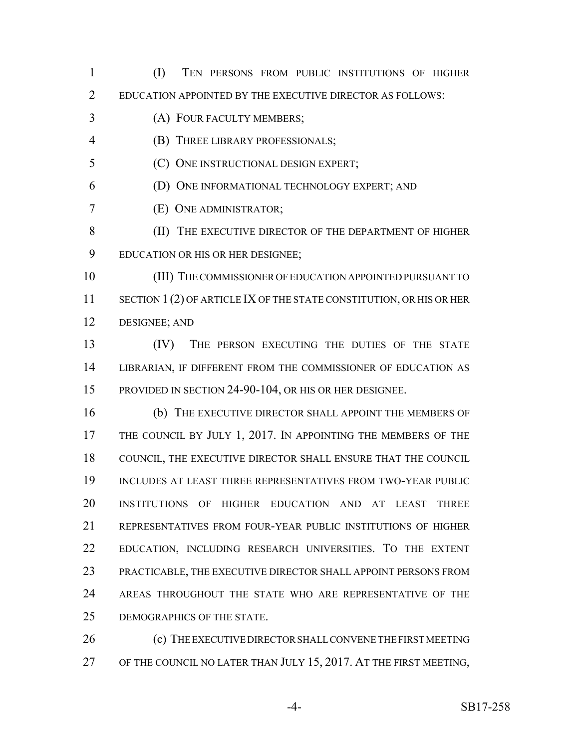(I) TEN PERSONS FROM PUBLIC INSTITUTIONS OF HIGHER EDUCATION APPOINTED BY THE EXECUTIVE DIRECTOR AS FOLLOWS:

(A) FOUR FACULTY MEMBERS;

(B) THREE LIBRARY PROFESSIONALS;

(C) ONE INSTRUCTIONAL DESIGN EXPERT;

(D) ONE INFORMATIONAL TECHNOLOGY EXPERT; AND

(E) ONE ADMINISTRATOR;

(II) THE EXECUTIVE DIRECTOR OF THE DEPARTMENT OF HIGHER EDUCATION OR HIS OR HER DESIGNEE;

(III) THE COMMISSIONER OF EDUCATION APPOINTED PURSUANT TO SECTION 1 (2) OF ARTICLE IX OF THE STATE CONSTITUTION, OR HIS OR HER DESIGNEE; AND

(IV) THE PERSON EXECUTING THE DUTIES OF THE STATE LIBRARIAN, IF DIFFERENT FROM THE COMMISSIONER OF EDUCATION AS PROVIDED IN SECTION 24-90-104, OR HIS OR HER DESIGNEE.

(b) THE EXECUTIVE DIRECTOR SHALL APPOINT THE MEMBERS OF THE COUNCIL BY JULY 1, 2017. IN APPOINTING THE MEMBERS OF THE COUNCIL, THE EXECUTIVE DIRECTOR SHALL ENSURE THAT THE COUNCIL INCLUDES AT LEAST THREE REPRESENTATIVES FROM TWO-YEAR PUBLIC INSTITUTIONS OF HIGHER EDUCATION AND AT LEAST THREE REPRESENTATIVES FROM FOUR-YEAR PUBLIC INSTITUTIONS OF HIGHER EDUCATION, INCLUDING RESEARCH UNIVERSITIES. TO THE EXTENT PRACTICABLE, THE EXECUTIVE DIRECTOR SHALL APPOINT PERSONS FROM AREAS THROUGHOUT THE STATE WHO ARE REPRESENTATIVE OF THE DEMOGRAPHICS OF THE STATE.

(c) THE EXECUTIVE DIRECTOR SHALL CONVENE THE FIRST MEETING OF THE COUNCIL NO LATER THAN JULY 15, 2017. AT THE FIRST MEETING,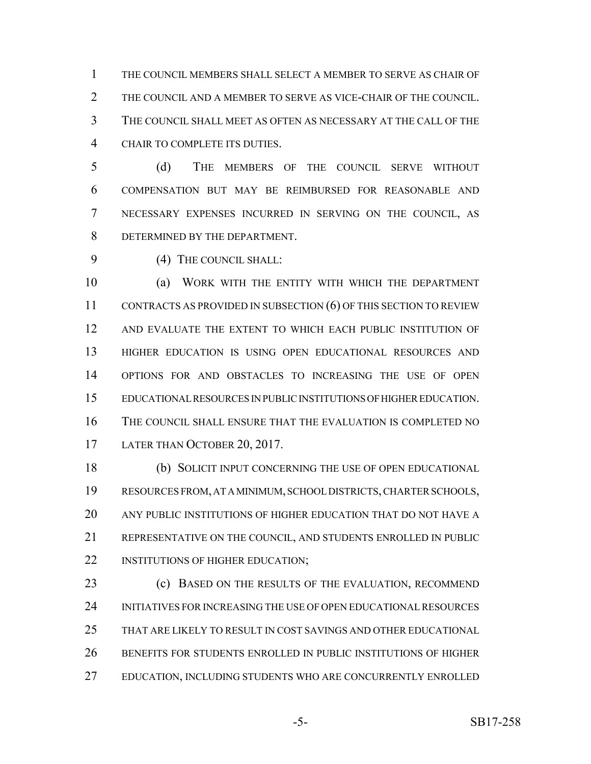THE COUNCIL MEMBERS SHALL SELECT A MEMBER TO SERVE AS CHAIR OF THE COUNCIL AND A MEMBER TO SERVE AS VICE-CHAIR OF THE COUNCIL. THE COUNCIL SHALL MEET AS OFTEN AS NECESSARY AT THE CALL OF THE CHAIR TO COMPLETE ITS DUTIES.

(d) THE MEMBERS OF THE COUNCIL SERVE WITHOUT COMPENSATION BUT MAY BE REIMBURSED FOR REASONABLE AND NECESSARY EXPENSES INCURRED IN SERVING ON THE COUNCIL, AS DETERMINED BY THE DEPARTMENT.

(4) THE COUNCIL SHALL:

(a) WORK WITH THE ENTITY WITH WHICH THE DEPARTMENT CONTRACTS AS PROVIDED IN SUBSECTION (6) OF THIS SECTION TO REVIEW AND EVALUATE THE EXTENT TO WHICH EACH PUBLIC INSTITUTION OF HIGHER EDUCATION IS USING OPEN EDUCATIONAL RESOURCES AND OPTIONS FOR AND OBSTACLES TO INCREASING THE USE OF OPEN EDUCATIONAL RESOURCES IN PUBLIC INSTITUTIONS OF HIGHER EDUCATION. THE COUNCIL SHALL ENSURE THAT THE EVALUATION IS COMPLETED NO LATER THAN OCTOBER 20, 2017.

(b) SOLICIT INPUT CONCERNING THE USE OF OPEN EDUCATIONAL RESOURCES FROM, AT A MINIMUM, SCHOOL DISTRICTS, CHARTER SCHOOLS, ANY PUBLIC INSTITUTIONS OF HIGHER EDUCATION THAT DO NOT HAVE A REPRESENTATIVE ON THE COUNCIL, AND STUDENTS ENROLLED IN PUBLIC INSTITUTIONS OF HIGHER EDUCATION;

(c) BASED ON THE RESULTS OF THE EVALUATION, RECOMMEND INITIATIVES FOR INCREASING THE USE OF OPEN EDUCATIONAL RESOURCES THAT ARE LIKELY TO RESULT IN COST SAVINGS AND OTHER EDUCATIONAL BENEFITS FOR STUDENTS ENROLLED IN PUBLIC INSTITUTIONS OF HIGHER EDUCATION, INCLUDING STUDENTS WHO ARE CONCURRENTLY ENROLLED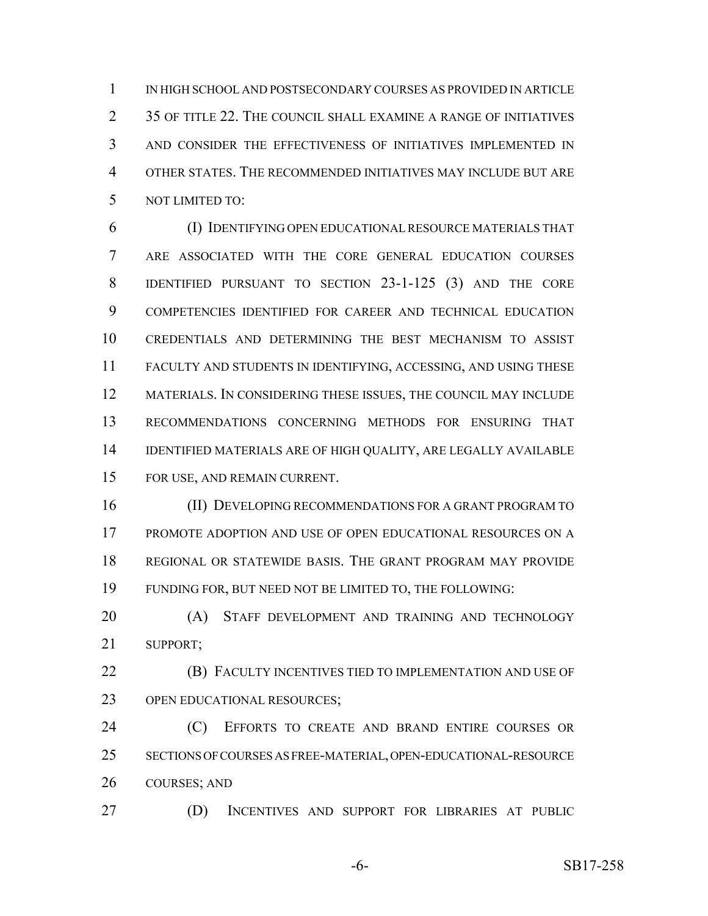IN HIGH SCHOOL AND POSTSECONDARY COURSES AS PROVIDED IN ARTICLE 35 OF TITLE 22. THE COUNCIL SHALL EXAMINE A RANGE OF INITIATIVES AND CONSIDER THE EFFECTIVENESS OF INITIATIVES IMPLEMENTED IN OTHER STATES. THE RECOMMENDED INITIATIVES MAY INCLUDE BUT ARE NOT LIMITED TO:

(I) IDENTIFYING OPEN EDUCATIONAL RESOURCE MATERIALS THAT ARE ASSOCIATED WITH THE CORE GENERAL EDUCATION COURSES IDENTIFIED PURSUANT TO SECTION 23-1-125 (3) AND THE CORE COMPETENCIES IDENTIFIED FOR CAREER AND TECHNICAL EDUCATION CREDENTIALS AND DETERMINING THE BEST MECHANISM TO ASSIST FACULTY AND STUDENTS IN IDENTIFYING, ACCESSING, AND USING THESE MATERIALS. IN CONSIDERING THESE ISSUES, THE COUNCIL MAY INCLUDE RECOMMENDATIONS CONCERNING METHODS FOR ENSURING THAT IDENTIFIED MATERIALS ARE OF HIGH QUALITY, ARE LEGALLY AVAILABLE FOR USE, AND REMAIN CURRENT.

(II) DEVELOPING RECOMMENDATIONS FOR A GRANT PROGRAM TO PROMOTE ADOPTION AND USE OF OPEN EDUCATIONAL RESOURCES ON A REGIONAL OR STATEWIDE BASIS. THE GRANT PROGRAM MAY PROVIDE FUNDING FOR, BUT NEED NOT BE LIMITED TO, THE FOLLOWING:

(A) STAFF DEVELOPMENT AND TRAINING AND TECHNOLOGY SUPPORT;

(B) FACULTY INCENTIVES TIED TO IMPLEMENTATION AND USE OF OPEN EDUCATIONAL RESOURCES;

(C) EFFORTS TO CREATE AND BRAND ENTIRE COURSES OR SECTIONS OF COURSES AS FREE-MATERIAL, OPEN-EDUCATIONAL-RESOURCE COURSES; AND

(D) INCENTIVES AND SUPPORT FOR LIBRARIES AT PUBLIC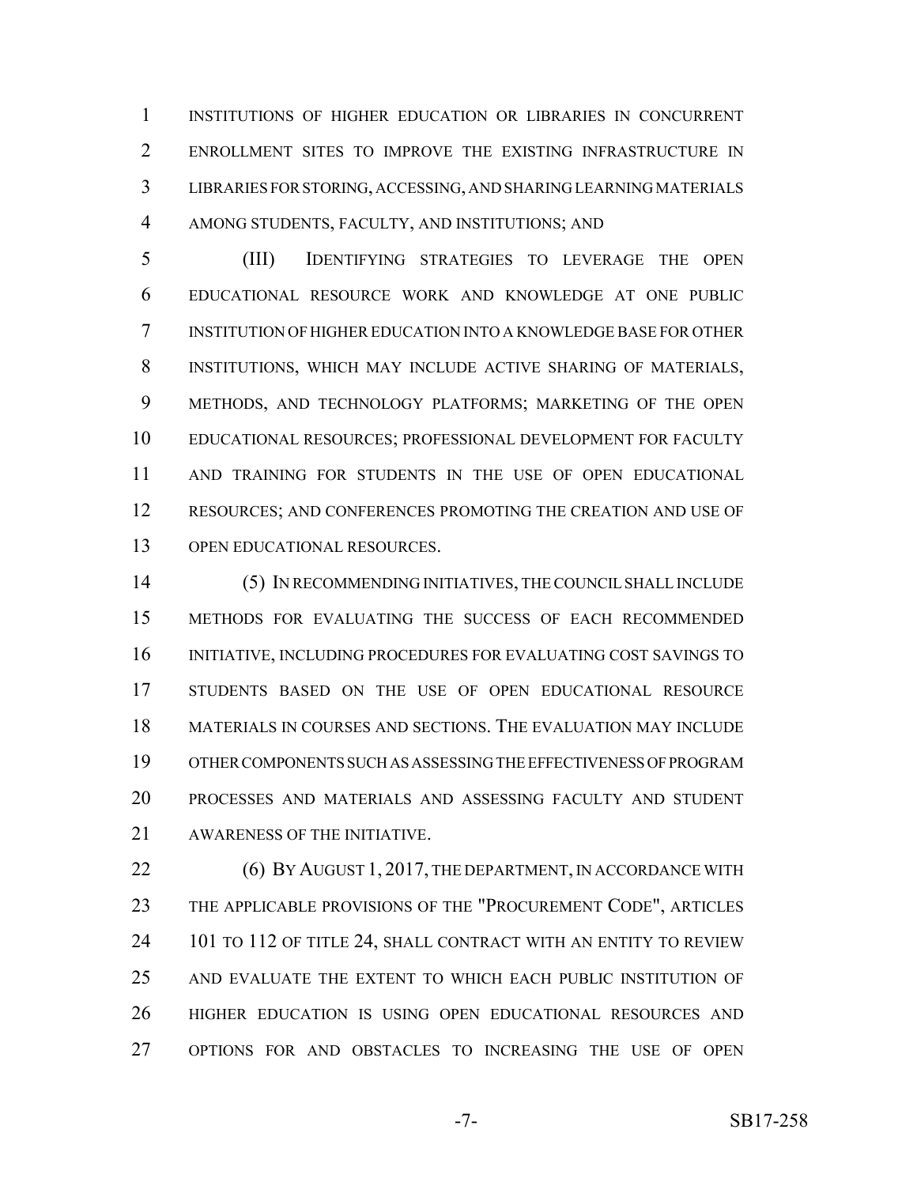INSTITUTIONS OF HIGHER EDUCATION OR LIBRARIES IN CONCURRENT ENROLLMENT SITES TO IMPROVE THE EXISTING INFRASTRUCTURE IN LIBRARIES FOR STORING, ACCESSING, AND SHARING LEARNING MATERIALS AMONG STUDENTS, FACULTY, AND INSTITUTIONS; AND

(III) IDENTIFYING STRATEGIES TO LEVERAGE THE OPEN EDUCATIONAL RESOURCE WORK AND KNOWLEDGE AT ONE PUBLIC INSTITUTION OF HIGHER EDUCATION INTO A KNOWLEDGE BASE FOR OTHER INSTITUTIONS, WHICH MAY INCLUDE ACTIVE SHARING OF MATERIALS, METHODS, AND TECHNOLOGY PLATFORMS; MARKETING OF THE OPEN EDUCATIONAL RESOURCES; PROFESSIONAL DEVELOPMENT FOR FACULTY AND TRAINING FOR STUDENTS IN THE USE OF OPEN EDUCATIONAL RESOURCES; AND CONFERENCES PROMOTING THE CREATION AND USE OF OPEN EDUCATIONAL RESOURCES.

(5) IN RECOMMENDING INITIATIVES, THE COUNCIL SHALL INCLUDE METHODS FOR EVALUATING THE SUCCESS OF EACH RECOMMENDED INITIATIVE, INCLUDING PROCEDURES FOR EVALUATING COST SAVINGS TO STUDENTS BASED ON THE USE OF OPEN EDUCATIONAL RESOURCE MATERIALS IN COURSES AND SECTIONS. THE EVALUATION MAY INCLUDE OTHER COMPONENTS SUCH AS ASSESSING THE EFFECTIVENESS OF PROGRAM PROCESSES AND MATERIALS AND ASSESSING FACULTY AND STUDENT AWARENESS OF THE INITIATIVE.

(6) BY AUGUST 1, 2017, THE DEPARTMENT, IN ACCORDANCE WITH THE APPLICABLE PROVISIONS OF THE "PROCUREMENT CODE", ARTICLES 101 TO 112 OF TITLE 24, SHALL CONTRACT WITH AN ENTITY TO REVIEW AND EVALUATE THE EXTENT TO WHICH EACH PUBLIC INSTITUTION OF HIGHER EDUCATION IS USING OPEN EDUCATIONAL RESOURCES AND OPTIONS FOR AND OBSTACLES TO INCREASING THE USE OF OPEN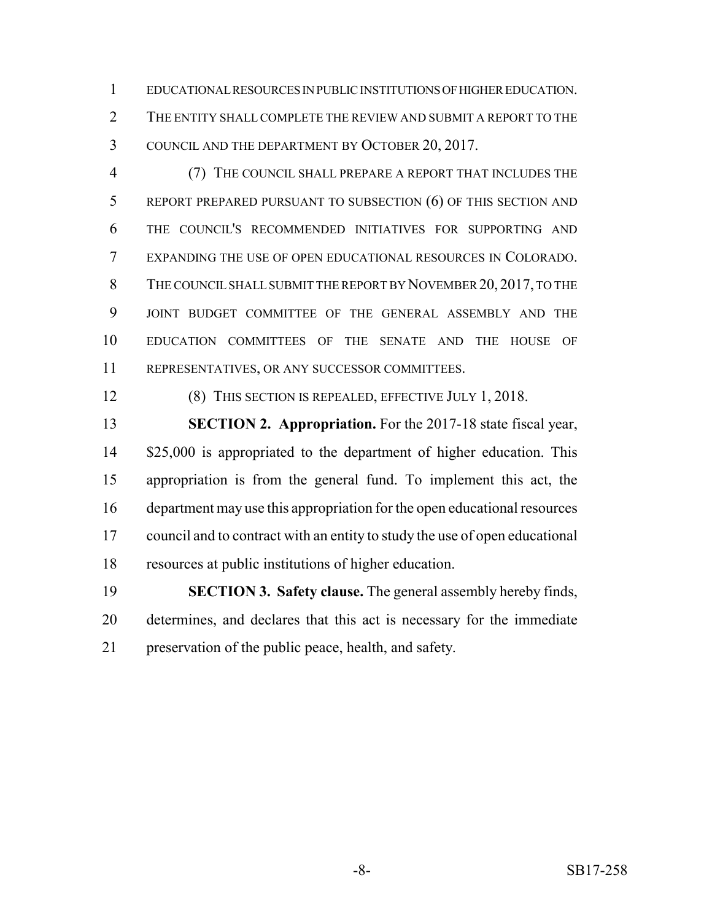EDUCATIONAL RESOURCES IN PUBLIC INSTITUTIONS OF HIGHER EDUCATION. THE ENTITY SHALL COMPLETE THE REVIEW AND SUBMIT A REPORT TO THE COUNCIL AND THE DEPARTMENT BY OCTOBER 20, 2017.

(7) THE COUNCIL SHALL PREPARE A REPORT THAT INCLUDES THE REPORT PREPARED PURSUANT TO SUBSECTION (6) OF THIS SECTION AND THE COUNCIL'S RECOMMENDED INITIATIVES FOR SUPPORTING AND EXPANDING THE USE OF OPEN EDUCATIONAL RESOURCES IN COLORADO. THE COUNCIL SHALL SUBMIT THE REPORT BY NOVEMBER 20, 2017, TO THE JOINT BUDGET COMMITTEE OF THE GENERAL ASSEMBLY AND THE EDUCATION COMMITTEES OF THE SENATE AND THE HOUSE OF REPRESENTATIVES, OR ANY SUCCESSOR COMMITTEES.

(8) THIS SECTION IS REPEALED, EFFECTIVE JULY 1, 2018.

**SECTION 2. Appropriation.** For the 2017-18 state fiscal year, $25,000 is appropriated to the department of higher education. This appropriation is from the general fund. To implement this act, the department may use this appropriation for the open educational resources council and to contract with an entity to study the use of open educational resources at public institutions of higher education.

**SECTION 3. Safety clause.** The general assembly hereby finds, determines, and declares that this act is necessary for the immediate preservation of the public peace, health, and safety.